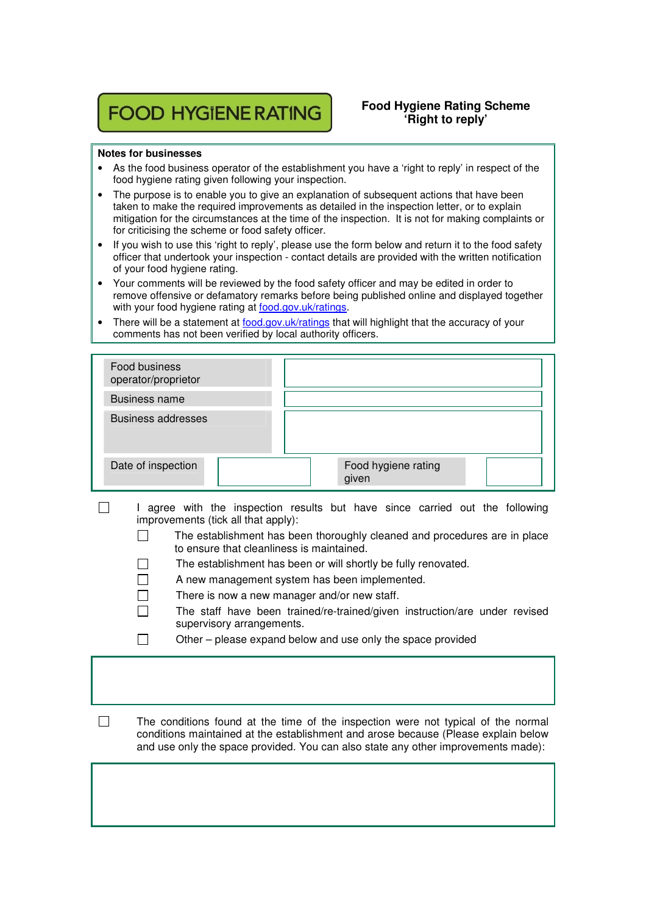**FOOD HYGIENE RATING**

## Food Hygiene Rating Scheme 'Right to reply'

**Notes for businesses**

- As the food business operator of the establishment you have a 'right to reply' in respect of the food hygiene rating given following your inspection.
- The purpose is to enable you to give an explanation of subsequent actions that have been taken to make the required improvements as detailed in the inspection letter, or to explain mitigation for the circumstances at the time of the inspection. It is not for making complaints or for criticising the scheme or food safety officer.
- If you wish to use this 'right to reply', please use the form below and return it to the food safety officer that undertook your inspection - contact details are provided with the written notification of your food hygiene rating.
- Your comments will be reviewed by the food safety officer and may be edited in order to remove offensive or defamatory remarks before being published online and displayed together with your food hygiene rating at food.gov.uk/ratings.
- There will be a statement at food.gov.uk/ratings that will highlight that the accuracy of your comments has not been verified by local authority officers.

| | | | |
|---|---|---|---|
| Food business operator/proprietor | | | |
| Business name | | | |
| Business addresses | | | |
| Date of inspection | | Food hygiene rating given | |

☐ I agree with the inspection results but have since carried out the following improvements (tick all that apply):

- ☐ The establishment has been thoroughly cleaned and procedures are in place to ensure that cleanliness is maintained.
- ☐ The establishment has been or will shortly be fully renovated.
- ☐ A new management system has been implemented.
- ☐ There is now a new manager and/or new staff.
- ☐ The staff have been trained/re-trained/given instruction/are under revised supervisory arrangements.
- ☐ Other – please expand below and use only the space provided

☐ The conditions found at the time of the inspection were not typical of the normal conditions maintained at the establishment and arose because (Please explain below and use only the space provided. You can also state any other improvements made):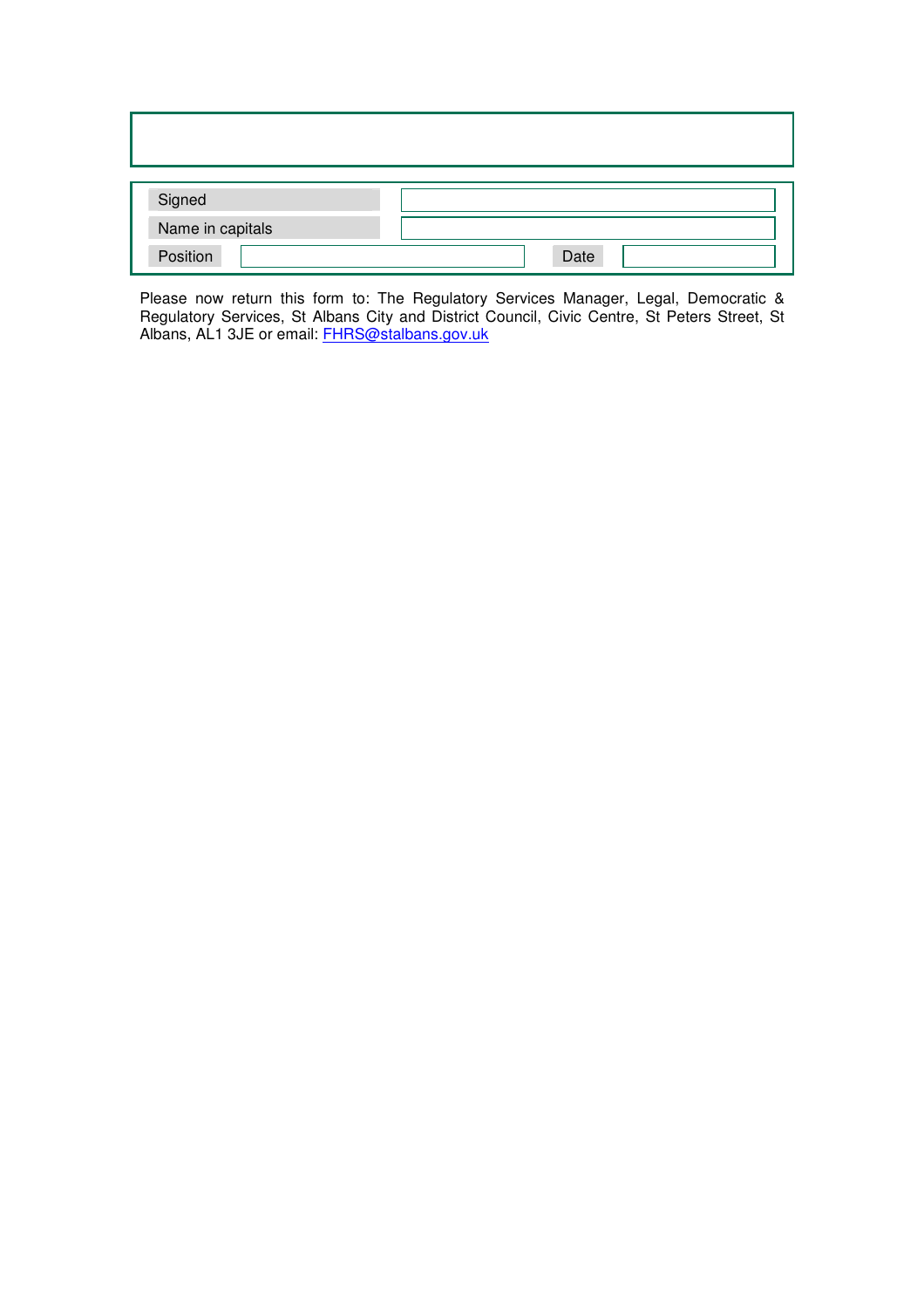| | |
|---|---|
| Signed | |
| Name in capitals | |
| Position | | Date | |

Please now return this form to: The Regulatory Services Manager, Legal, Democratic & Regulatory Services, St Albans City and District Council, Civic Centre, St Peters Street, St Albans, AL1 3JE or email: FHRS@stalbans.gov.uk